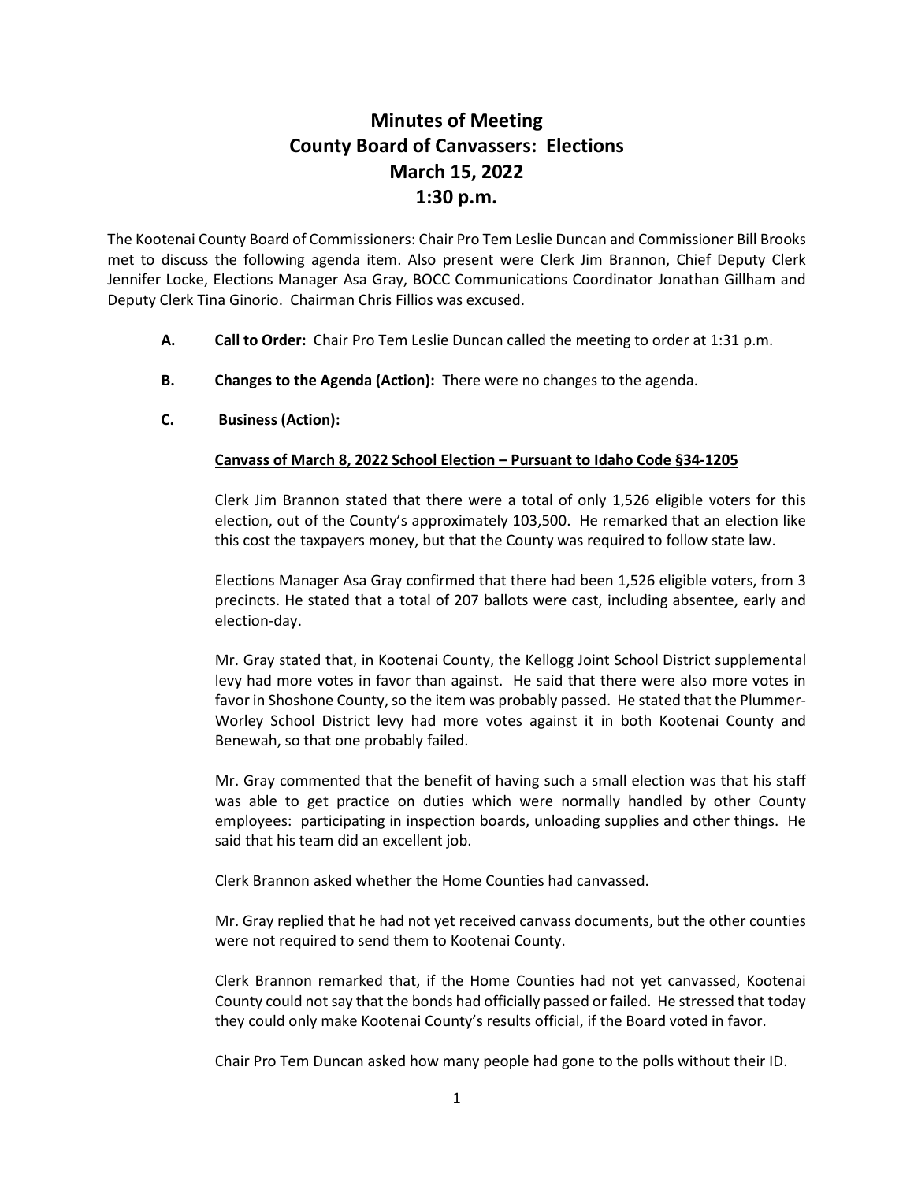# Minutes of Meeting
# County Board of Canvassers: Elections
# March 15, 2022
# 1:30 p.m.

The Kootenai County Board of Commissioners: Chair Pro Tem Leslie Duncan and Commissioner Bill Brooks met to discuss the following agenda item. Also present were Clerk Jim Brannon, Chief Deputy Clerk Jennifer Locke, Elections Manager Asa Gray, BOCC Communications Coordinator Jonathan Gillham and Deputy Clerk Tina Ginorio. Chairman Chris Fillios was excused.

**A. Call to Order:** Chair Pro Tem Leslie Duncan called the meeting to order at 1:31 p.m.

**B. Changes to the Agenda (Action):** There were no changes to the agenda.

**C. Business (Action):**

**Canvass of March 8, 2022 School Election – Pursuant to Idaho Code §34-1205**

Clerk Jim Brannon stated that there were a total of only 1,526 eligible voters for this election, out of the County's approximately 103,500. He remarked that an election like this cost the taxpayers money, but that the County was required to follow state law.

Elections Manager Asa Gray confirmed that there had been 1,526 eligible voters, from 3 precincts. He stated that a total of 207 ballots were cast, including absentee, early and election-day.

Mr. Gray stated that, in Kootenai County, the Kellogg Joint School District supplemental levy had more votes in favor than against. He said that there were also more votes in favor in Shoshone County, so the item was probably passed. He stated that the Plummer-Worley School District levy had more votes against it in both Kootenai County and Benewah, so that one probably failed.

Mr. Gray commented that the benefit of having such a small election was that his staff was able to get practice on duties which were normally handled by other County employees: participating in inspection boards, unloading supplies and other things. He said that his team did an excellent job.

Clerk Brannon asked whether the Home Counties had canvassed.

Mr. Gray replied that he had not yet received canvass documents, but the other counties were not required to send them to Kootenai County.

Clerk Brannon remarked that, if the Home Counties had not yet canvassed, Kootenai County could not say that the bonds had officially passed or failed. He stressed that today they could only make Kootenai County's results official, if the Board voted in favor.

Chair Pro Tem Duncan asked how many people had gone to the polls without their ID.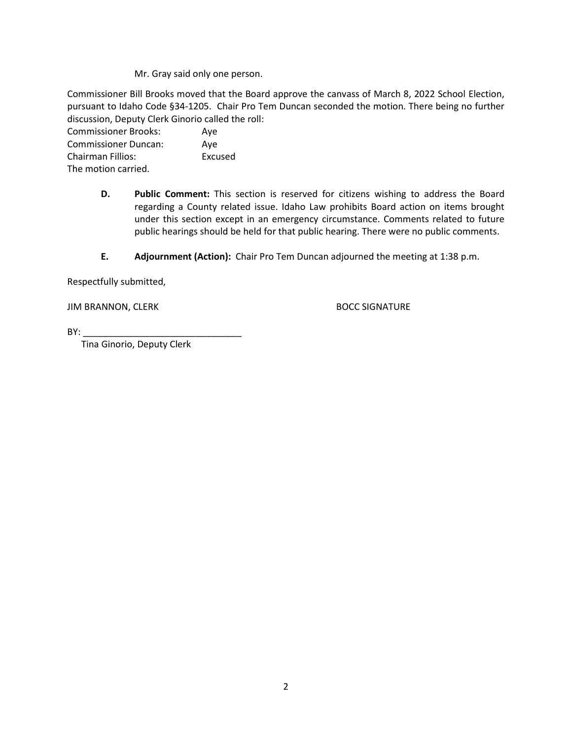Mr. Gray said only one person.

Commissioner Bill Brooks moved that the Board approve the canvass of March 8, 2022 School Election, pursuant to Idaho Code §34-1205. Chair Pro Tem Duncan seconded the motion. There being no further discussion, Deputy Clerk Ginorio called the roll:

| | |
|---|---|
| Commissioner Brooks: | Aye |
| Commissioner Duncan: | Aye |
| Chairman Fillios: | Excused |

The motion carried.

**D. Public Comment:** This section is reserved for citizens wishing to address the Board regarding a County related issue. Idaho Law prohibits Board action on items brought under this section except in an emergency circumstance. Comments related to future public hearings should be held for that public hearing. There were no public comments.

**E. Adjournment (Action):** Chair Pro Tem Duncan adjourned the meeting at 1:38 p.m.

Respectfully submitted,

JIM BRANNON, CLERK

BOCC SIGNATURE

BY: ______________________________

Tina Ginorio, Deputy Clerk